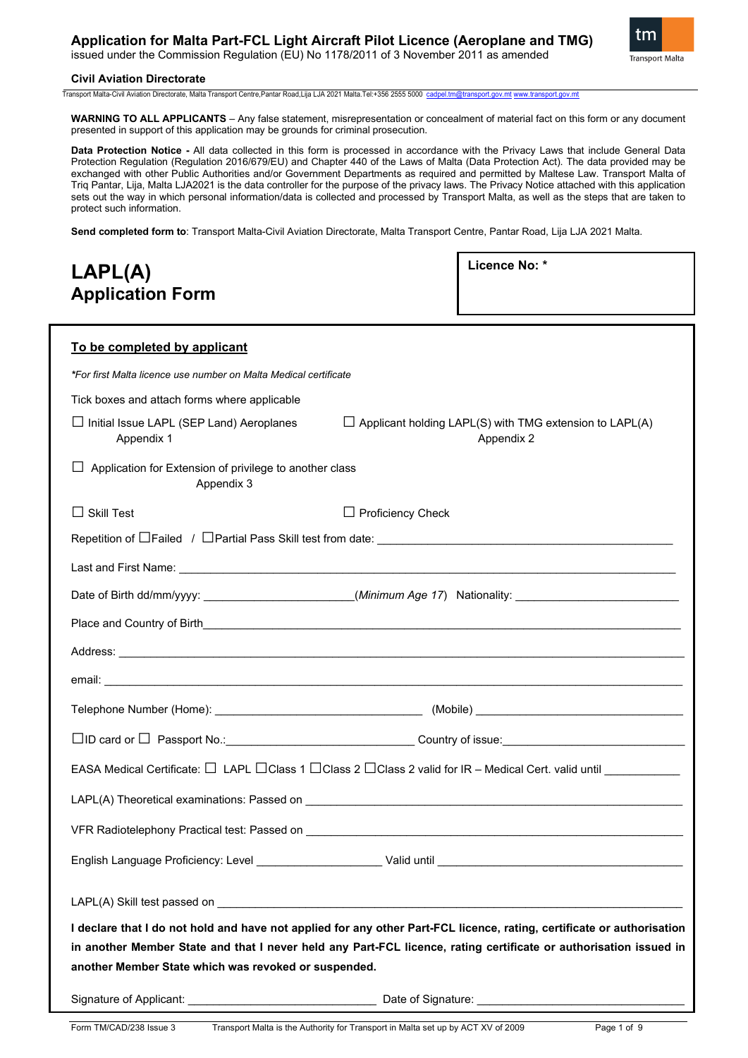# Application for Malta Part-FCL Light Aircraft Pilot Licence (Aeroplane and TMG)

issued under the Commission Regulation (EU) No 1178/2011 of 3 November 2011 as amended

**Civil Aviation Directorate**

Transport Malta-Civil Aviation Directorate, Malta Transport Centre,Pantar Road,Lija LJA 2021 Malta.Tel:+356 2555 5000 cadpel.tm@transport.gov.mt www.transport.gov.mt

**WARNING TO ALL APPLICANTS** – Any false statement, misrepresentation or concealment of material fact on this form or any document presented in support of this application may be grounds for criminal prosecution.

**Data Protection Notice -** All data collected in this form is processed in accordance with the Privacy Laws that include General Data Protection Regulation (Regulation 2016/679/EU) and Chapter 440 of the Laws of Malta (Data Protection Act). The data provided may be exchanged with other Public Authorities and/or Government Departments as required and permitted by Maltese Law. Transport Malta of Triq Pantar, Lija, Malta LJA2021 is the data controller for the purpose of the privacy laws. The Privacy Notice attached with this application sets out the way in which personal information/data is collected and processed by Transport Malta, as well as the steps that are taken to protect such information.

**Send completed form to**: Transport Malta-Civil Aviation Directorate, Malta Transport Centre, Pantar Road, Lija LJA 2021 Malta.

## LAPL(A) Application Form

**Licence No: \***

### To be completed by applicant

*\*For first Malta licence use number on Malta Medical certificate*

Tick boxes and attach forms where applicable

☐ Initial Issue LAPL (SEP Land) Aeroplanes Appendix 1

☐ Applicant holding LAPL(S) with TMG extension to LAPL(A) Appendix 2

☐ Application for Extension of privilege to another class Appendix 3

☐ Skill Test

☐ Proficiency Check

Repetition of ☐Failed / ☐Partial Pass Skill test from date: ______________________

Last and First Name: ______________________

Date of Birth dd/mm/yyyy: ______________________ (*Minimum Age 17*) Nationality: ______________________

Place and Country of Birth ______________________

Address: ______________________

email: ______________________

Telephone Number (Home): ______________________ (Mobile) ______________________

☐ID card or ☐ Passport No.: ______________________ Country of issue: ______________________

EASA Medical Certificate: ☐ LAPL ☐Class 1 ☐Class 2 ☐Class 2 valid for IR – Medical Cert. valid until ___________

LAPL(A) Theoretical examinations: Passed on ______________________

VFR Radiotelephony Practical test: Passed on ______________________

English Language Proficiency: Level ______________________ Valid until ______________________

LAPL(A) Skill test passed on ______________________

**I declare that I do not hold and have not applied for any other Part-FCL licence, rating, certificate or authorisation in another Member State and that I never held any Part-FCL licence, rating certificate or authorisation issued in another Member State which was revoked or suspended.**

Signature of Applicant: ______________________ Date of Signature: ______________________

Form TM/CAD/238 Issue 3 Transport Malta is the Authority for Transport in Malta set up by ACT XV of 2009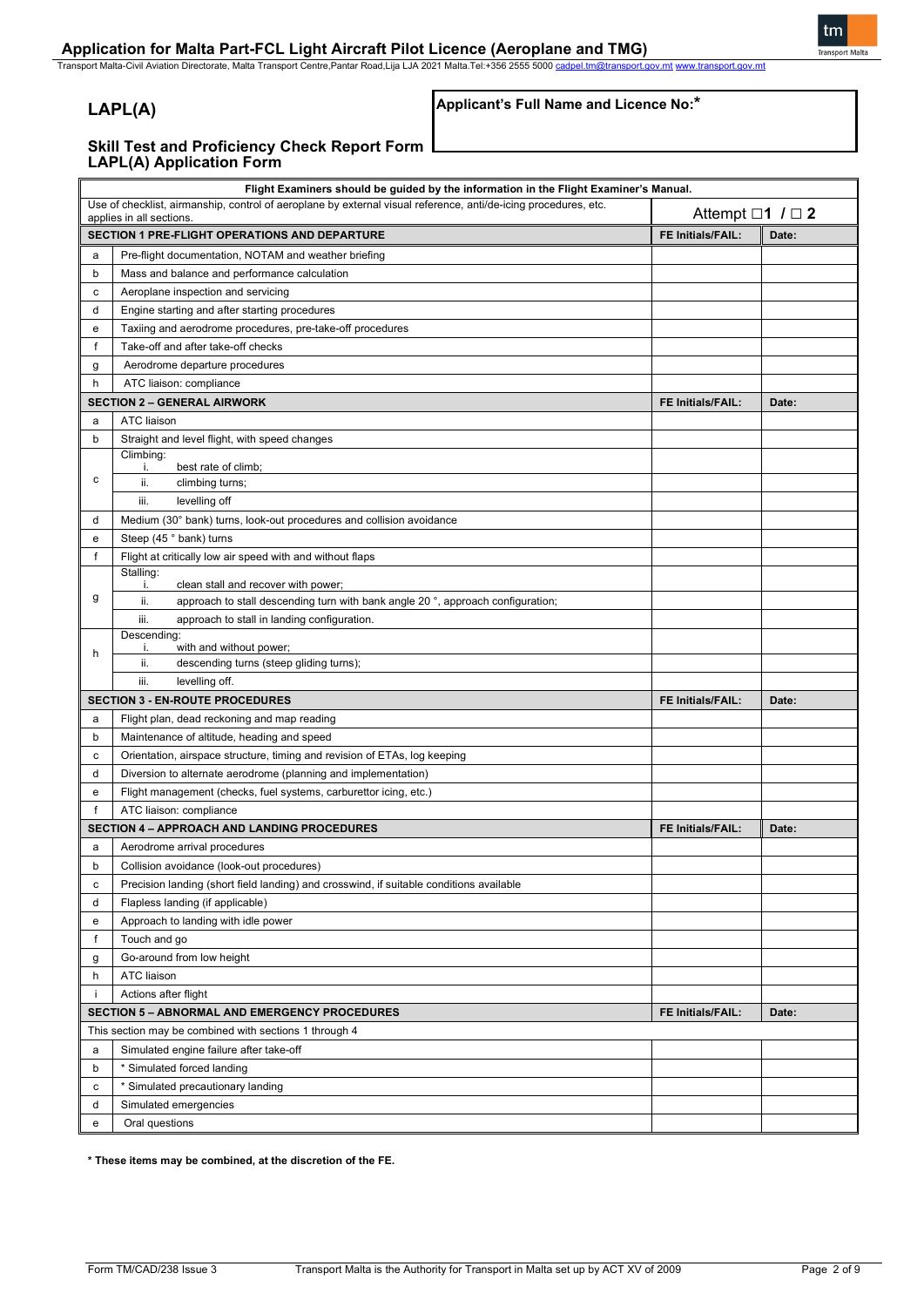## Application for Malta Part-FCL Light Aircraft Pilot Licence (Aeroplane and TMG)

Transport Malta-Civil Aviation Directorate, Malta Transport Centre,Pantar Road,Lija LJA 2021 Malta.Tel:+356 2555 5000 cadpel.tm@transport.gov.mt www.transport.gov.mt

# LAPL(A)

**Applicant's Full Name and Licence No:***

### Skill Test and Proficiency Check Report Form
### LAPL(A) Application Form

| | Flight Examiners should be guided by the information in the Flight Examiner's Manual. | | |
|---|---|---|---|
| | Use of checklist, airmanship, control of aeroplane by external visual reference, anti/de-icing procedures, etc. applies in all sections. | Attempt ☐**1** / ☐ **2** | |
| | **SECTION 1 PRE-FLIGHT OPERATIONS AND DEPARTURE** | **FE Initials/FAIL:** | **Date:** |
| a | Pre-flight documentation, NOTAM and weather briefing | | |
| b | Mass and balance and performance calculation | | |
| c | Aeroplane inspection and servicing | | |
| d | Engine starting and after starting procedures | | |
| e | Taxiing and aerodrome procedures, pre-take-off procedures | | |
| f | Take-off and after take-off checks | | |
| g | Aerodrome departure procedures | | |
| h | ATC liaison: compliance | | |
| | **SECTION 2 – GENERAL AIRWORK** | **FE Initials/FAIL:** | **Date:** |
| a | ATC liaison | | |
| b | Straight and level flight, with speed changes | | |
| c | Climbing: i. best rate of climb; | | |
| | ii. climbing turns; | | |
| | iii. levelling off | | |
| d | Medium (30° bank) turns, look-out procedures and collision avoidance | | |
| e | Steep (45 ° bank) turns | | |
| f | Flight at critically low air speed with and without flaps | | |
| g | Stalling: i. clean stall and recover with power; | | |
| | ii. approach to stall descending turn with bank angle 20 °, approach configuration; | | |
| | iii. approach to stall in landing configuration. | | |
| h | Descending: i. with and without power; | | |
| | ii. descending turns (steep gliding turns); | | |
| | iii. levelling off. | | |
| | **SECTION 3 - EN-ROUTE PROCEDURES** | **FE Initials/FAIL:** | **Date:** |
| a | Flight plan, dead reckoning and map reading | | |
| b | Maintenance of altitude, heading and speed | | |
| c | Orientation, airspace structure, timing and revision of ETAs, log keeping | | |
| d | Diversion to alternate aerodrome (planning and implementation) | | |
| e | Flight management (checks, fuel systems, carburettor icing, etc.) | | |
| f | ATC liaison: compliance | | |
| | **SECTION 4 – APPROACH AND LANDING PROCEDURES** | **FE Initials/FAIL:** | **Date:** |
| a | Aerodrome arrival procedures | | |
| b | Collision avoidance (look-out procedures) | | |
| c | Precision landing (short field landing) and crosswind, if suitable conditions available | | |
| d | Flapless landing (if applicable) | | |
| e | Approach to landing with idle power | | |
| f | Touch and go | | |
| g | Go-around from low height | | |
| h | ATC liaison | | |
| i | Actions after flight | | |
| | **SECTION 5 – ABNORMAL AND EMERGENCY PROCEDURES** | **FE Initials/FAIL:** | **Date:** |
| | This section may be combined with sections 1 through 4 | | |
| a | Simulated engine failure after take-off | | |
| b | * Simulated forced landing | | |
| c | * Simulated precautionary landing | | |
| d | Simulated emergencies | | |
| e | Oral questions | | |

**\* These items may be combined, at the discretion of the FE.**

Form TM/CAD/238 Issue 3 Transport Malta is the Authority for Transport in Malta set up by ACT XV of 2009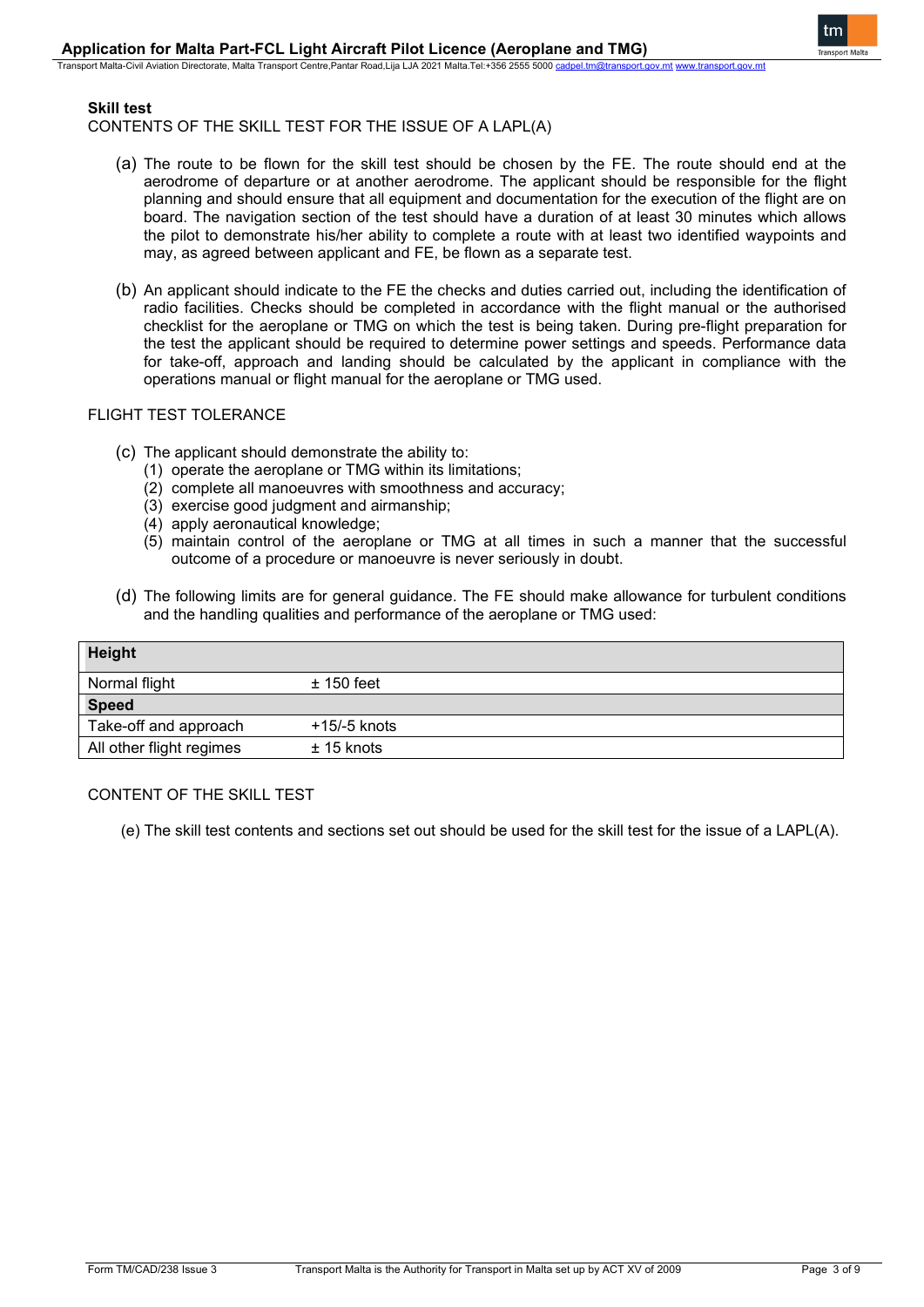## Skill test

CONTENTS OF THE SKILL TEST FOR THE ISSUE OF A LAPL(A)

(a) The route to be flown for the skill test should be chosen by the FE. The route should end at the aerodrome of departure or at another aerodrome. The applicant should be responsible for the flight planning and should ensure that all equipment and documentation for the execution of the flight are on board. The navigation section of the test should have a duration of at least 30 minutes which allows the pilot to demonstrate his/her ability to complete a route with at least two identified waypoints and may, as agreed between applicant and FE, be flown as a separate test.

(b) An applicant should indicate to the FE the checks and duties carried out, including the identification of radio facilities. Checks should be completed in accordance with the flight manual or the authorised checklist for the aeroplane or TMG on which the test is being taken. During pre-flight preparation for the test the applicant should be required to determine power settings and speeds. Performance data for take-off, approach and landing should be calculated by the applicant in compliance with the operations manual or flight manual for the aeroplane or TMG used.

FLIGHT TEST TOLERANCE

(c) The applicant should demonstrate the ability to:
  (1) operate the aeroplane or TMG within its limitations;
  (2) complete all manoeuvres with smoothness and accuracy;
  (3) exercise good judgment and airmanship;
  (4) apply aeronautical knowledge;
  (5) maintain control of the aeroplane or TMG at all times in such a manner that the successful outcome of a procedure or manoeuvre is never seriously in doubt.

(d) The following limits are for general guidance. The FE should make allowance for turbulent conditions and the handling qualities and performance of the aeroplane or TMG used:

| **Height** | |
|---|---|
| Normal flight | ± 150 feet |
| **Speed** | |
| Take-off and approach | +15/-5 knots |
| All other flight regimes | ± 15 knots |

CONTENT OF THE SKILL TEST

(e) The skill test contents and sections set out should be used for the skill test for the issue of a LAPL(A).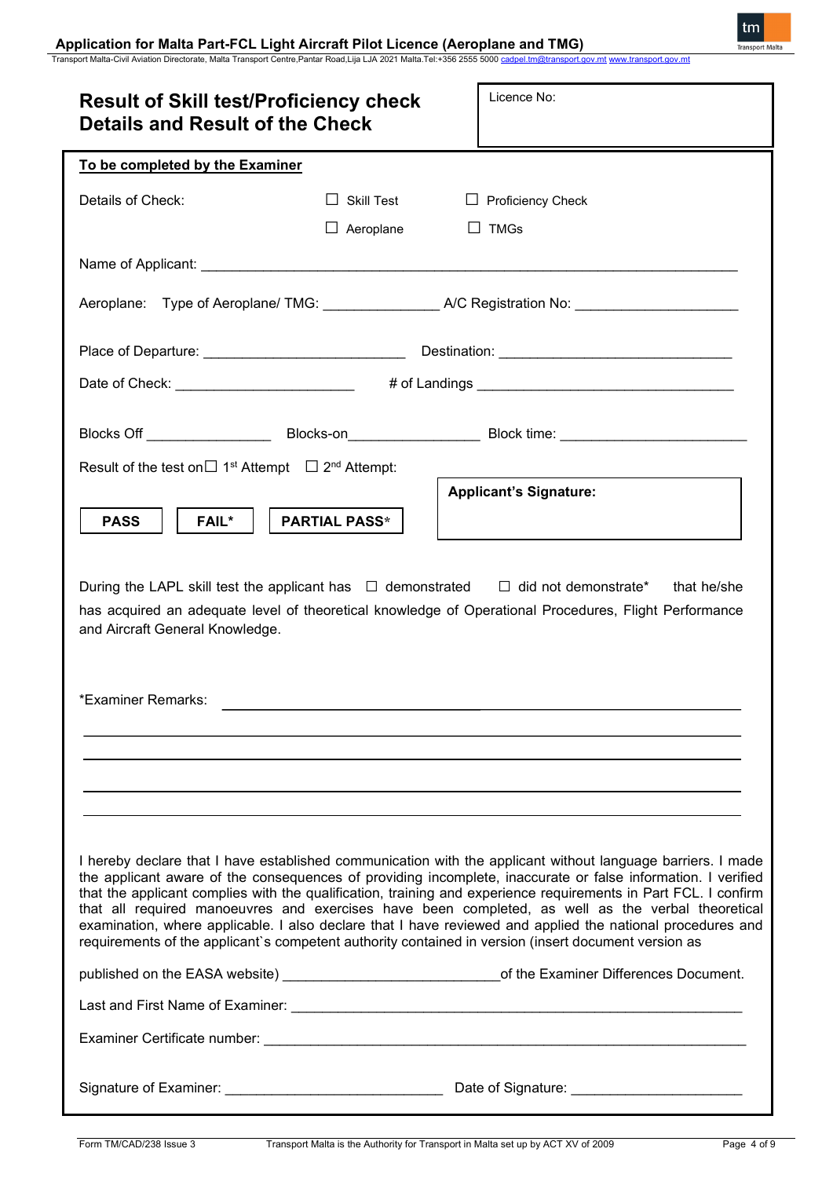## Result of Skill test/Proficiency check
## Details and Result of the Check

Licence No:

**To be completed by the Examiner**

Details of Check: ☐ Skill Test ☐ Proficiency Check

☐ Aeroplane ☐ TMGs

Name of Applicant: ___________________________________________________________

Aeroplane: Type of Aeroplane/ TMG: ______________ A/C Registration No: ____________________

Place of Departure: _________________________ Destination: _____________________________

Date of Check: ______________________ # of Landings ________________________________

Blocks Off _______________ Blocks-on________________ Block time: _______________________

Result of the test on ☐ 1st Attempt ☐ 2nd Attempt:

**PASS** **FAIL*** **PARTIAL PASS***

**Applicant's Signature:**

During the LAPL skill test the applicant has ☐ demonstrated ☐ did not demonstrate* that he/she has acquired an adequate level of theoretical knowledge of Operational Procedures, Flight Performance and Aircraft General Knowledge.

*Examiner Remarks: ____________________________________________________________

________________________________________________________________________

________________________________________________________________________

________________________________________________________________________

________________________________________________________________________

I hereby declare that I have established communication with the applicant without language barriers. I made the applicant aware of the consequences of providing incomplete, inaccurate or false information. I verified that the applicant complies with the qualification, training and experience requirements in Part FCL. I confirm that all required manoeuvres and exercises have been completed, as well as the verbal theoretical examination, where applicable. I also declare that I have reviewed and applied the national procedures and requirements of the applicant`s competent authority contained in version (insert document version as published on the EASA website) ___________________________of the Examiner Differences Document.

Last and First Name of Examiner: ________________________________________________________

Examiner Certificate number: __________________________________________________________

Signature of Examiner: ___________________________ Date of Signature: _____________________

Form TM/CAD/238 Issue 3 Transport Malta is the Authority for Transport in Malta set up by ACT XV of 2009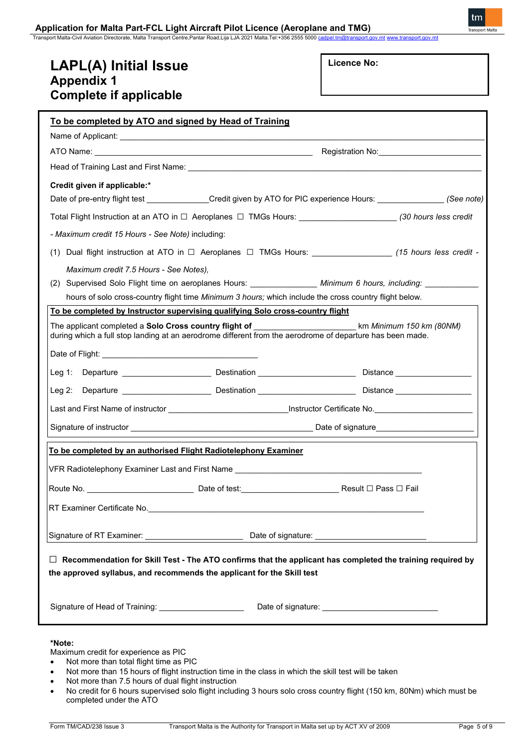# LAPL(A) Initial Issue

## Appendix 1

## Complete if applicable

**Licence No:**

**To be completed by ATO and signed by Head of Training**

Name of Applicant: ___________________________________________

ATO Name: ___________________________________________ Registration No: ______________________

Head of Training Last and First Name: ___________________________________________

**Credit given if applicable:***

Date of pre-entry flight test _____________ Credit given by ATO for PIC experience Hours: ______________ *(See note)*

Total Flight Instruction at an ATO in ☐ Aeroplanes ☐ TMGs Hours: ____________________ *(30 hours less credit - Maximum credit 15 Hours - See Note)* including:

(1) Dual flight instruction at ATO in ☐ Aeroplanes ☐ TMGs Hours: ________________ *(15 hours less credit - Maximum credit 7.5 Hours - See Notes),*

(2) Supervised Solo Flight time on aeroplanes Hours: ______________ *Minimum 6 hours, including:* ___________ hours of solo cross-country flight time *Minimum 3 hours;* which include the cross country flight below.

**To be completed by Instructor supervising qualifying Solo cross-country flight**

The applicant completed a **Solo Cross country flight of** _____________________ km *Minimum 150 km (80NM)* during which a full stop landing at an aerodrome different from the aerodrome of departure has been made.

Date of Flight: _________________________________

Leg 1: Departure ___________________ Destination _____________________ Distance ________________

Leg 2: Departure ___________________ Destination _____________________ Distance ________________

Last and First Name of instructor _________________________ Instructor Certificate No. _____________________

Signature of instructor _______________________________________ Date of signature _____________________

**To be completed by an authorised Flight Radiotelephony Examiner**

VFR Radiotelephony Examiner Last and First Name _________________________________________

Route No. _______________________ Date of test: ____________________ Result ☐ Pass ☐ Fail

RT Examiner Certificate No. _______________________________________________________________

Signature of RT Examiner: _____________________ Date of signature: ________________________

☐ **Recommendation for Skill Test - The ATO confirms that the applicant has completed the training required by the approved syllabus, and recommends the applicant for the Skill test**

Signature of Head of Training: __________________ Date of signature: _________________________

**\*Note:**

Maximum credit for experience as PIC

- Not more than total flight time as PIC
- Not more than 15 hours of flight instruction time in the class in which the skill test will be taken
- Not more than 7.5 hours of dual flight instruction
- No credit for 6 hours supervised solo flight including 3 hours solo cross country flight (150 km, 80Nm) which must be completed under the ATO

Form TM/CAD/238 Issue 3 | Transport Malta is the Authority for Transport in Malta set up by ACT XV of 2009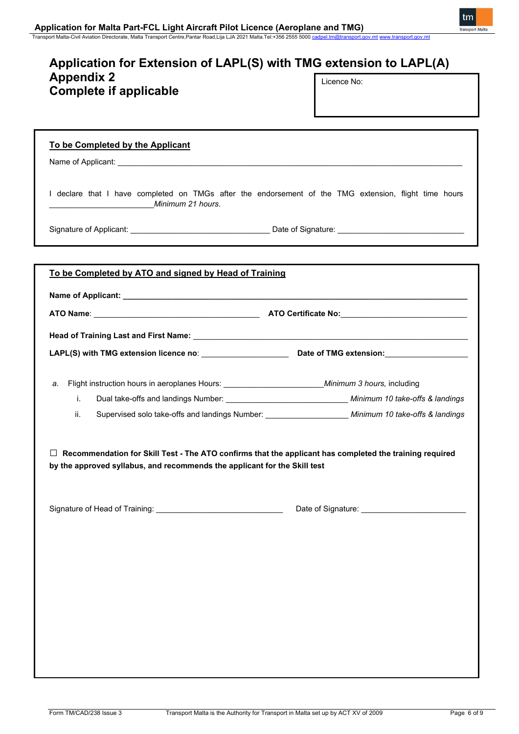# Application for Extension of LAPL(S) with TMG extension to LAPL(A)
## Appendix 2
## Complete if applicable

Licence No:

**To be Completed by the Applicant**

Name of Applicant: ______________________________________________

I declare that I have completed on TMGs after the endorsement of the TMG extension, flight time hours ________________________ *Minimum 21 hours*.

Signature of Applicant: _______________________________ Date of Signature: ____________________________

**To be Completed by ATO and signed by Head of Training**

**Name of Applicant:** ______________________________________________

**ATO Name**: _______________________________________ **ATO Certificate No:**_____________________________

**Head of Training Last and First Name:** ______________________________________________

**LAPL(S) with TMG extension licence no**: ____________________ **Date of TMG extension:**__________________

*a.* Flight instruction hours in aeroplanes Hours: ______________________*Minimum 3 hours,* including

   i. Dual take-offs and landings Number: ___________________________ *Minimum 10 take-offs & landings*

   ii. Supervised solo take-offs and landings Number: __________________ *Minimum 10 take-offs & landings*

☐ **Recommendation for Skill Test - The ATO confirms that the applicant has completed the training required by the approved syllabus, and recommends the applicant for the Skill test**

Signature of Head of Training: ____________________________ Date of Signature: _______________________

Form TM/CAD/238 Issue 3 — Transport Malta is the Authority for Transport in Malta set up by ACT XV of 2009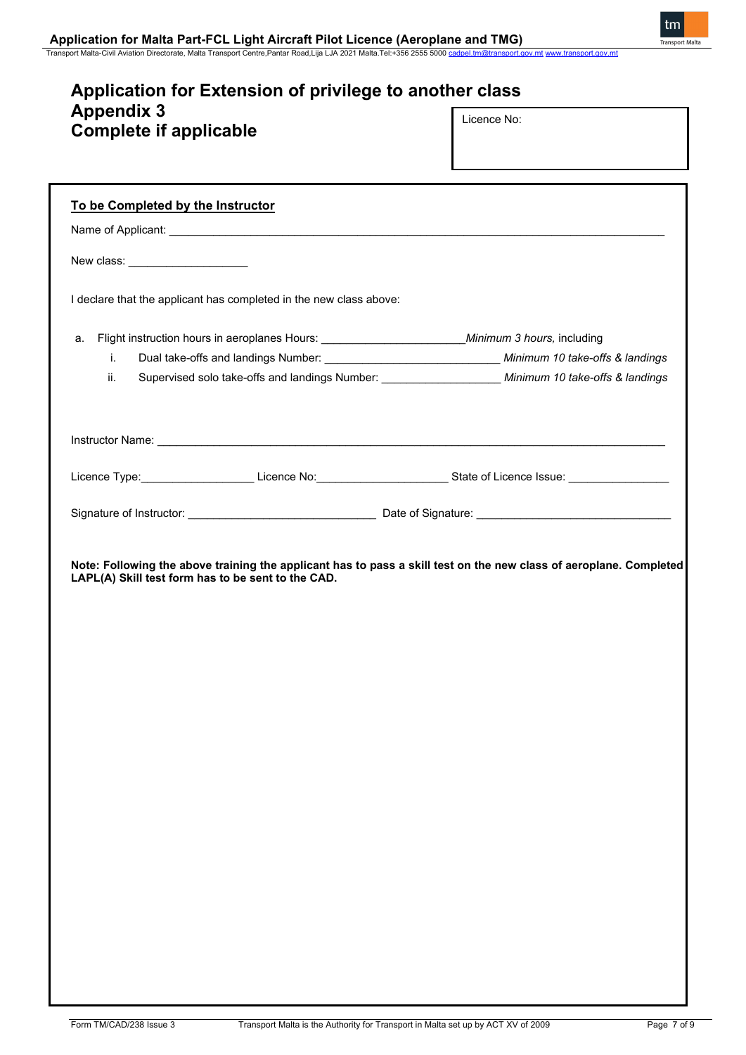# Application for Extension of privilege to another class

## Appendix 3

## Complete if applicable

Licence No:

**To be Completed by the Instructor**

Name of Applicant: ____________________________________________

New class: ___________________

I declare that the applicant has completed in the new class above:

a. Flight instruction hours in aeroplanes Hours: ______________________ *Minimum 3 hours,* including

   i. Dual take-offs and landings Number: ____________________________ *Minimum 10 take-offs & landings*

   ii. Supervised solo take-offs and landings Number: __________________ *Minimum 10 take-offs & landings*

Instructor Name: ____________________________________________

Licence Type: __________________ Licence No: ____________________ State of Licence Issue: ________________

Signature of Instructor: ______________________________ Date of Signature: ______________________________

**Note: Following the above training the applicant has to pass a skill test on the new class of aeroplane. Completed LAPL(A) Skill test form has to be sent to the CAD.**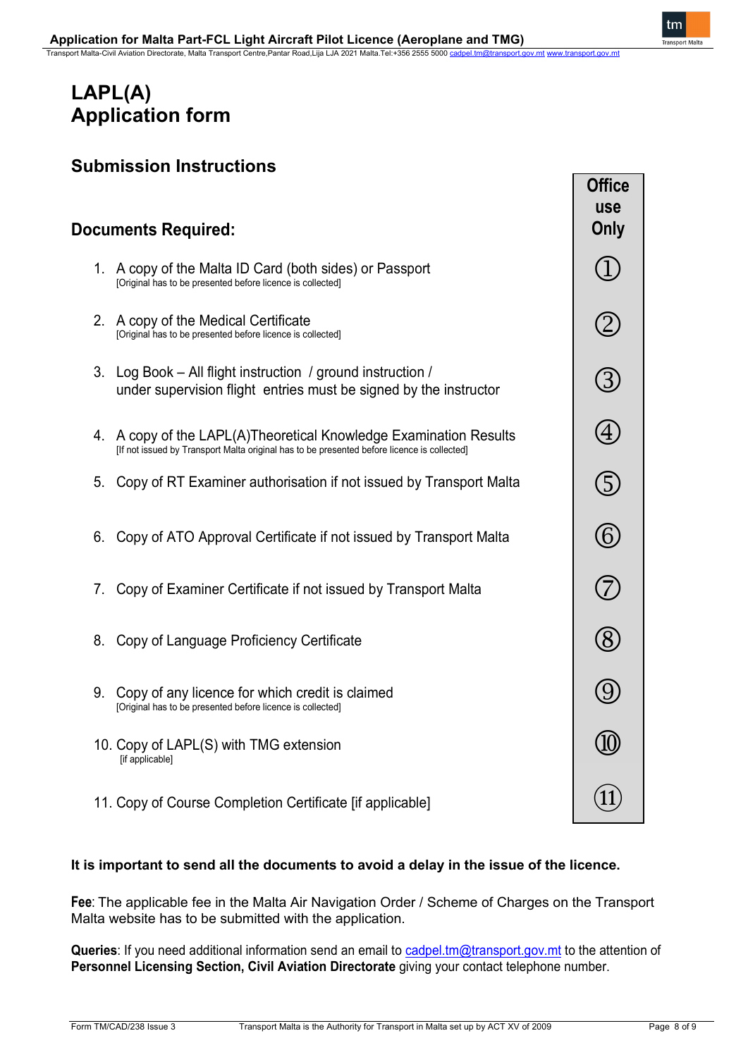# LAPL(A) Application form

## Submission Instructions

## Documents Required:

| | Office use Only |
|---|---|
| 1. A copy of the Malta ID Card (both sides) or Passport<br>[Original has to be presented before licence is collected] | ① |
| 2. A copy of the Medical Certificate<br>[Original has to be presented before licence is collected] | ② |
| 3. Log Book – All flight instruction / ground instruction / under supervision flight entries must be signed by the instructor | ③ |
| 4. A copy of the LAPL(A)Theoretical Knowledge Examination Results<br>[If not issued by Transport Malta original has to be presented before licence is collected] | ④ |
| 5. Copy of RT Examiner authorisation if not issued by Transport Malta | ⑤ |
| 6. Copy of ATO Approval Certificate if not issued by Transport Malta | ⑥ |
| 7. Copy of Examiner Certificate if not issued by Transport Malta | ⑦ |
| 8. Copy of Language Proficiency Certificate | ⑧ |
| 9. Copy of any licence for which credit is claimed<br>[Original has to be presented before licence is collected] | ⑨ |
| 10. Copy of LAPL(S) with TMG extension<br>[if applicable] | ⑩ |
| 11. Copy of Course Completion Certificate [if applicable] | ⑪ |

**It is important to send all the documents to avoid a delay in the issue of the licence.**

**Fee**: The applicable fee in the Malta Air Navigation Order / Scheme of Charges on the Transport Malta website has to be submitted with the application.

**Queries**: If you need additional information send an email to cadpel.tm@transport.gov.mt to the attention of **Personnel Licensing Section, Civil Aviation Directorate** giving your contact telephone number.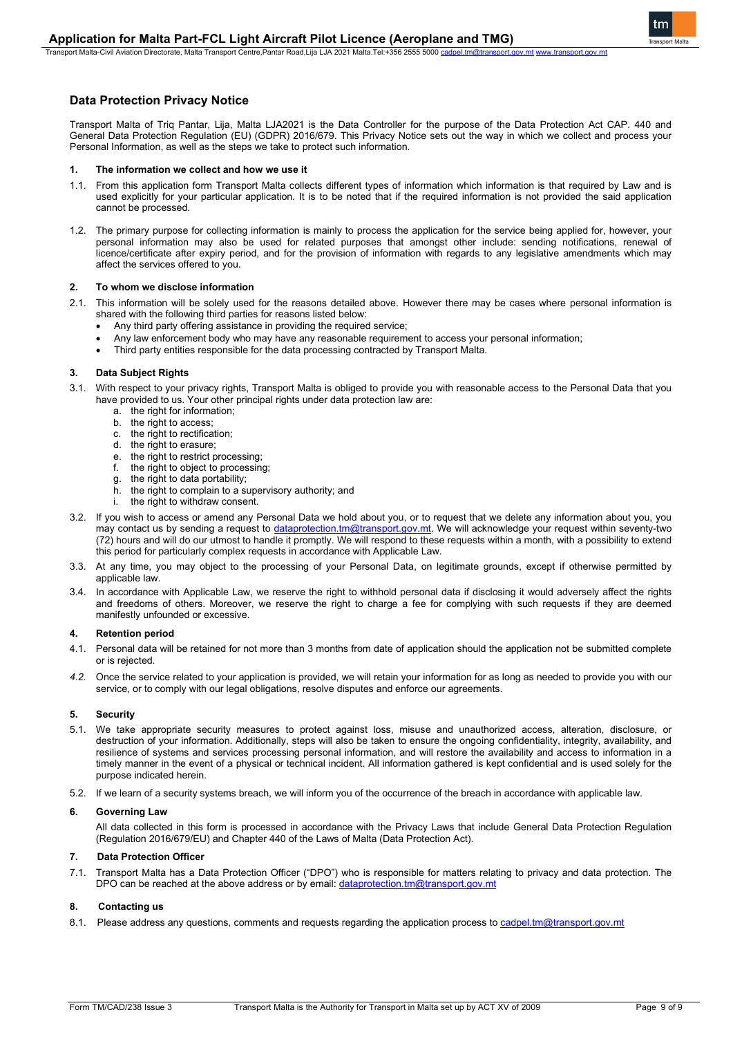## Data Protection Privacy Notice

Transport Malta of Triq Pantar, Lija, Malta LJA2021 is the Data Controller for the purpose of the Data Protection Act CAP. 440 and General Data Protection Regulation (EU) (GDPR) 2016/679. This Privacy Notice sets out the way in which we collect and process your Personal Information, as well as the steps we take to protect such information.

### 1. The information we collect and how we use it

1.1. From this application form Transport Malta collects different types of information which information is that required by Law and is used explicitly for your particular application. It is to be noted that if the required information is not provided the said application cannot be processed.

1.2. The primary purpose for collecting information is mainly to process the application for the service being applied for, however, your personal information may also be used for related purposes that amongst other include: sending notifications, renewal of licence/certificate after expiry period, and for the provision of information with regards to any legislative amendments which may affect the services offered to you.

### 2. To whom we disclose information

2.1. This information will be solely used for the reasons detailed above. However there may be cases where personal information is shared with the following third parties for reasons listed below:

- Any third party offering assistance in providing the required service;
- Any law enforcement body who may have any reasonable requirement to access your personal information;
- Third party entities responsible for the data processing contracted by Transport Malta.

### 3. Data Subject Rights

3.1. With respect to your privacy rights, Transport Malta is obliged to provide you with reasonable access to the Personal Data that you have provided to us. Your other principal rights under data protection law are:

a. the right for information;
b. the right to access;
c. the right to rectification;
d. the right to erasure;
e. the right to restrict processing;
f. the right to object to processing;
g. the right to data portability;
h. the right to complain to a supervisory authority; and
i. the right to withdraw consent.

3.2. If you wish to access or amend any Personal Data we hold about you, or to request that we delete any information about you, you may contact us by sending a request to dataprotection.tm@transport.gov.mt. We will acknowledge your request within seventy-two (72) hours and will do our utmost to handle it promptly. We will respond to these requests within a month, with a possibility to extend this period for particularly complex requests in accordance with Applicable Law.

3.3. At any time, you may object to the processing of your Personal Data, on legitimate grounds, except if otherwise permitted by applicable law.

3.4. In accordance with Applicable Law, we reserve the right to withhold personal data if disclosing it would adversely affect the rights and freedoms of others. Moreover, we reserve the right to charge a fee for complying with such requests if they are deemed manifestly unfounded or excessive.

### 4. Retention period

4.1. Personal data will be retained for not more than 3 months from date of application should the application not be submitted complete or is rejected.

*4.2.* Once the service related to your application is provided, we will retain your information for as long as needed to provide you with our service, or to comply with our legal obligations, resolve disputes and enforce our agreements.

### 5. Security

5.1. We take appropriate security measures to protect against loss, misuse and unauthorized access, alteration, disclosure, or destruction of your information. Additionally, steps will also be taken to ensure the ongoing confidentiality, integrity, availability, and resilience of systems and services processing personal information, and will restore the availability and access to information in a timely manner in the event of a physical or technical incident. All information gathered is kept confidential and is used solely for the purpose indicated herein.

5.2. If we learn of a security systems breach, we will inform you of the occurrence of the breach in accordance with applicable law.

### 6. Governing Law

All data collected in this form is processed in accordance with the Privacy Laws that include General Data Protection Regulation (Regulation 2016/679/EU) and Chapter 440 of the Laws of Malta (Data Protection Act).

### 7. Data Protection Officer

7.1. Transport Malta has a Data Protection Officer ("DPO") who is responsible for matters relating to privacy and data protection. The DPO can be reached at the above address or by email: dataprotection.tm@transport.gov.mt

### 8. Contacting us

8.1. Please address any questions, comments and requests regarding the application process to cadpel.tm@transport.gov.mt